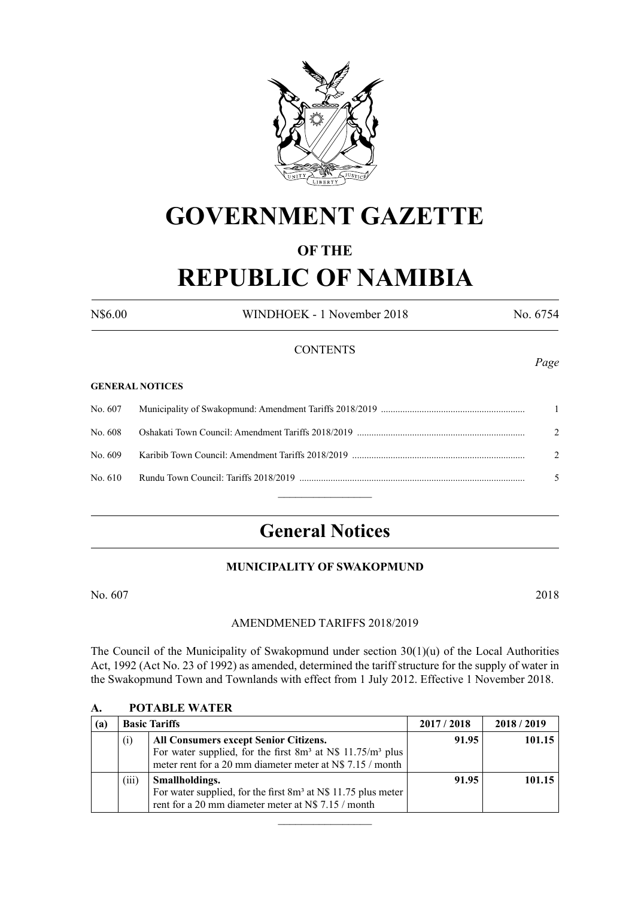# GOVERNMENT GAZETTE

## OF THE

# REPUBLIC OF NAMIBIA

N$6.00 WINDHOEK - 1 November 2018 No. 6754

CONTENTS

*Page*

**GENERAL NOTICES**

| | | |
|---|---|---|
| No. 607 | Municipality of Swakopmund: Amendment Tariffs 2018/2019 | 1 |
| No. 608 | Oshakati Town Council: Amendment Tariffs 2018/2019 | 2 |
| No. 609 | Karibib Town Council: Amendment Tariffs 2018/2019 | 2 |
| No. 610 | Rundu Town Council: Tariffs 2018/2019 | 5 |

## General Notices

### MUNICIPALITY OF SWAKOPMUND

No. 607 2018

AMENDMENED TARIFFS 2018/2019

The Council of the Municipality of Swakopmund under section 30(1)(u) of the Local Authorities Act, 1992 (Act No. 23 of 1992) as amended, determined the tariff structure for the supply of water in the Swakopmund Town and Townlands with effect from 1 July 2012. Effective 1 November 2018.

**A. POTABLE WATER**

| (a) | **Basic Tariffs** | | 2017 / 2018 | 2018 / 2019 |
|---|---|---|---|---|
| | (i) | **All Consumers except Senior Citizens.** For water supplied, for the first 8m³ at N$ 11.75/m³ plus meter rent for a 20 mm diameter meter at N$ 7.15 / month | **91.95** | **101.15** |
| | (iii) | **Smallholdings.** For water supplied, for the first 8m³ at N$ 11.75 plus meter rent for a 20 mm diameter meter at N$ 7.15 / month | **91.95** | **101.15** |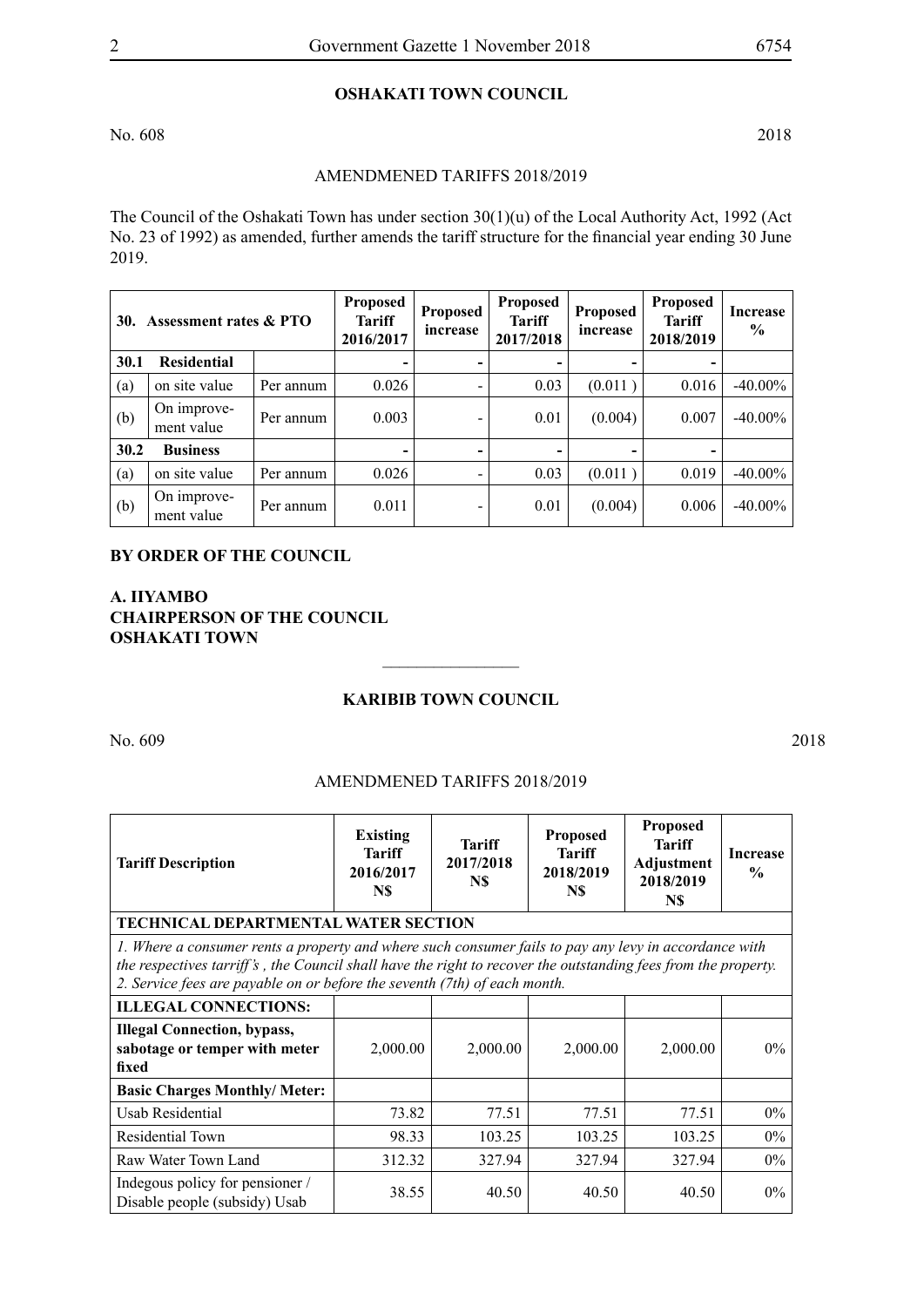## OSHAKATI TOWN COUNCIL

No. 608 2018

AMENDMENED TARIFFS 2018/2019

The Council of the Oshakati Town has under section 30(1)(u) of the Local Authority Act, 1992 (Act No. 23 of 1992) as amended, further amends the tariff structure for the financial year ending 30 June 2019.

| 30. Assessment rates & PTO | | | Proposed Tariff 2016/2017 | Proposed increase | Proposed Tariff 2017/2018 | Proposed increase | Proposed Tariff 2018/2019 | Increase % |
|---|---|---|---|---|---|---|---|---|
| **30.1** | **Residential** | | - | - | - | - | - | |
| (a) | on site value | Per annum | 0.026 | - | 0.03 | (0.011 ) | 0.016 | -40.00% |
| (b) | On improvement value | Per annum | 0.003 | - | 0.01 | (0.004) | 0.007 | -40.00% |
| **30.2** | **Business** | | - | - | - | - | - | |
| (a) | on site value | Per annum | 0.026 | - | 0.03 | (0.011 ) | 0.019 | -40.00% |
| (b) | On improvement value | Per annum | 0.011 | - | 0.01 | (0.004) | 0.006 | -40.00% |

**BY ORDER OF THE COUNCIL**

**A. IIYAMBO**
**CHAIRPERSON OF THE COUNCIL**
**OSHAKATI TOWN**

________________

## KARIBIB TOWN COUNCIL

No. 609 2018

AMENDMENED TARIFFS 2018/2019

| Tariff Description | Existing Tariff 2016/2017 N$ | Tariff 2017/2018 N$ | Proposed Tariff 2018/2019 N$ | Proposed Tariff Adjustment 2018/2019 N$ | Increase % |
|---|---|---|---|---|---|
| **TECHNICAL DEPARTMENTAL WATER SECTION** | | | | | |
| *1. Where a consumer rents a property and where such consumer fails to pay any levy in accordance with the respectives tarriff's , the Council shall have the right to recover the outstanding fees from the property. 2. Service fees are payable on or before the seventh (7th) of each month.* | | | | | |
| **ILLEGAL CONNECTIONS:** | | | | | |
| **Illegal Connection, bypass, sabotage or temper with meter fixed** | 2,000.00 | 2,000.00 | 2,000.00 | 2,000.00 | 0% |
| **Basic Charges Monthly/ Meter:** | | | | | |
| Usab Residential | 73.82 | 77.51 | 77.51 | 77.51 | 0% |
| Residential Town | 98.33 | 103.25 | 103.25 | 103.25 | 0% |
| Raw Water Town Land | 312.32 | 327.94 | 327.94 | 327.94 | 0% |
| Indegous policy for pensioner / Disable people (subsidy) Usab | 38.55 | 40.50 | 40.50 | 40.50 | 0% |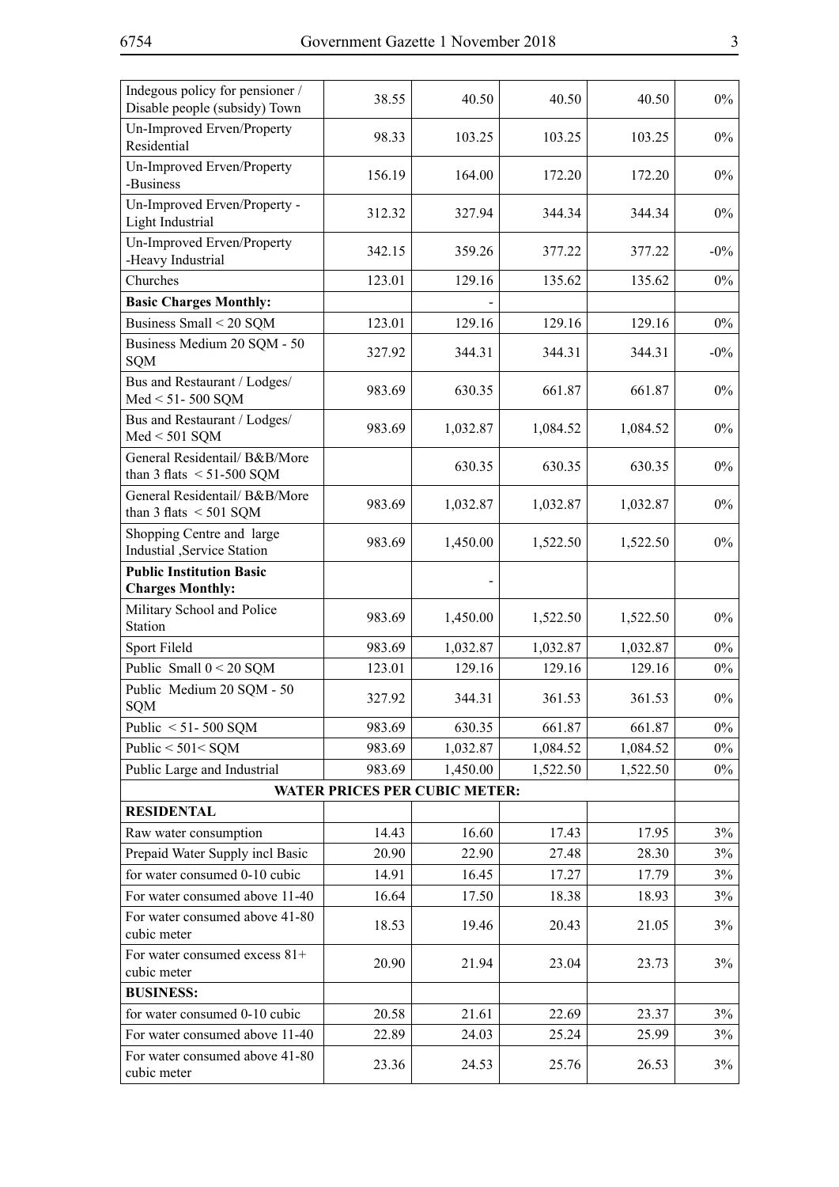| | | | | | |
|---|---|---|---|---|---|
| Indegous policy for pensioner / Disable people (subsidy) Town | 38.55 | 40.50 | 40.50 | 40.50 | 0% |
| Un-Improved Erven/Property Residential | 98.33 | 103.25 | 103.25 | 103.25 | 0% |
| Un-Improved Erven/Property -Business | 156.19 | 164.00 | 172.20 | 172.20 | 0% |
| Un-Improved Erven/Property - Light Industrial | 312.32 | 327.94 | 344.34 | 344.34 | 0% |
| Un-Improved Erven/Property -Heavy Industrial | 342.15 | 359.26 | 377.22 | 377.22 | -0% |
| Churches | 123.01 | 129.16 | 135.62 | 135.62 | 0% |
| **Basic Charges Monthly:** | | - | | | |
| Business Small < 20 SQM | 123.01 | 129.16 | 129.16 | 129.16 | 0% |
| Business Medium 20 SQM - 50 SQM | 327.92 | 344.31 | 344.31 | 344.31 | -0% |
| Bus and Restaurant / Lodges/ Med < 51- 500 SQM | 983.69 | 630.35 | 661.87 | 661.87 | 0% |
| Bus and Restaurant / Lodges/ Med < 501 SQM | 983.69 | 1,032.87 | 1,084.52 | 1,084.52 | 0% |
| General Residentail/ B&B/More than 3 flats < 51-500 SQM | | 630.35 | 630.35 | 630.35 | 0% |
| General Residentail/ B&B/More than 3 flats < 501 SQM | 983.69 | 1,032.87 | 1,032.87 | 1,032.87 | 0% |
| Shopping Centre and large Industial ,Service Station | 983.69 | 1,450.00 | 1,522.50 | 1,522.50 | 0% |
| **Public Institution Basic Charges Monthly:** | | - | | | |
| Military School and Police Station | 983.69 | 1,450.00 | 1,522.50 | 1,522.50 | 0% |
| Sport Fileld | 983.69 | 1,032.87 | 1,032.87 | 1,032.87 | 0% |
| Public Small 0 < 20 SQM | 123.01 | 129.16 | 129.16 | 129.16 | 0% |
| Public Medium 20 SQM - 50 SQM | 327.92 | 344.31 | 361.53 | 361.53 | 0% |
| Public < 51- 500 SQM | 983.69 | 630.35 | 661.87 | 661.87 | 0% |
| Public < 501< SQM | 983.69 | 1,032.87 | 1,084.52 | 1,084.52 | 0% |
| Public Large and Industrial | 983.69 | 1,450.00 | 1,522.50 | 1,522.50 | 0% |
| **WATER PRICES PER CUBIC METER:** | | | | | |
| **RESIDENTAL** | | | | | |
| Raw water consumption | 14.43 | 16.60 | 17.43 | 17.95 | 3% |
| Prepaid Water Supply incl Basic | 20.90 | 22.90 | 27.48 | 28.30 | 3% |
| for water consumed 0-10 cubic | 14.91 | 16.45 | 17.27 | 17.79 | 3% |
| For water consumed above 11-40 | 16.64 | 17.50 | 18.38 | 18.93 | 3% |
| For water consumed above 41-80 cubic meter | 18.53 | 19.46 | 20.43 | 21.05 | 3% |
| For water consumed excess 81+ cubic meter | 20.90 | 21.94 | 23.04 | 23.73 | 3% |
| **BUSINESS:** | | | | | |
| for water consumed 0-10 cubic | 20.58 | 21.61 | 22.69 | 23.37 | 3% |
| For water consumed above 11-40 | 22.89 | 24.03 | 25.24 | 25.99 | 3% |
| For water consumed above 41-80 cubic meter | 23.36 | 24.53 | 25.76 | 26.53 | 3% |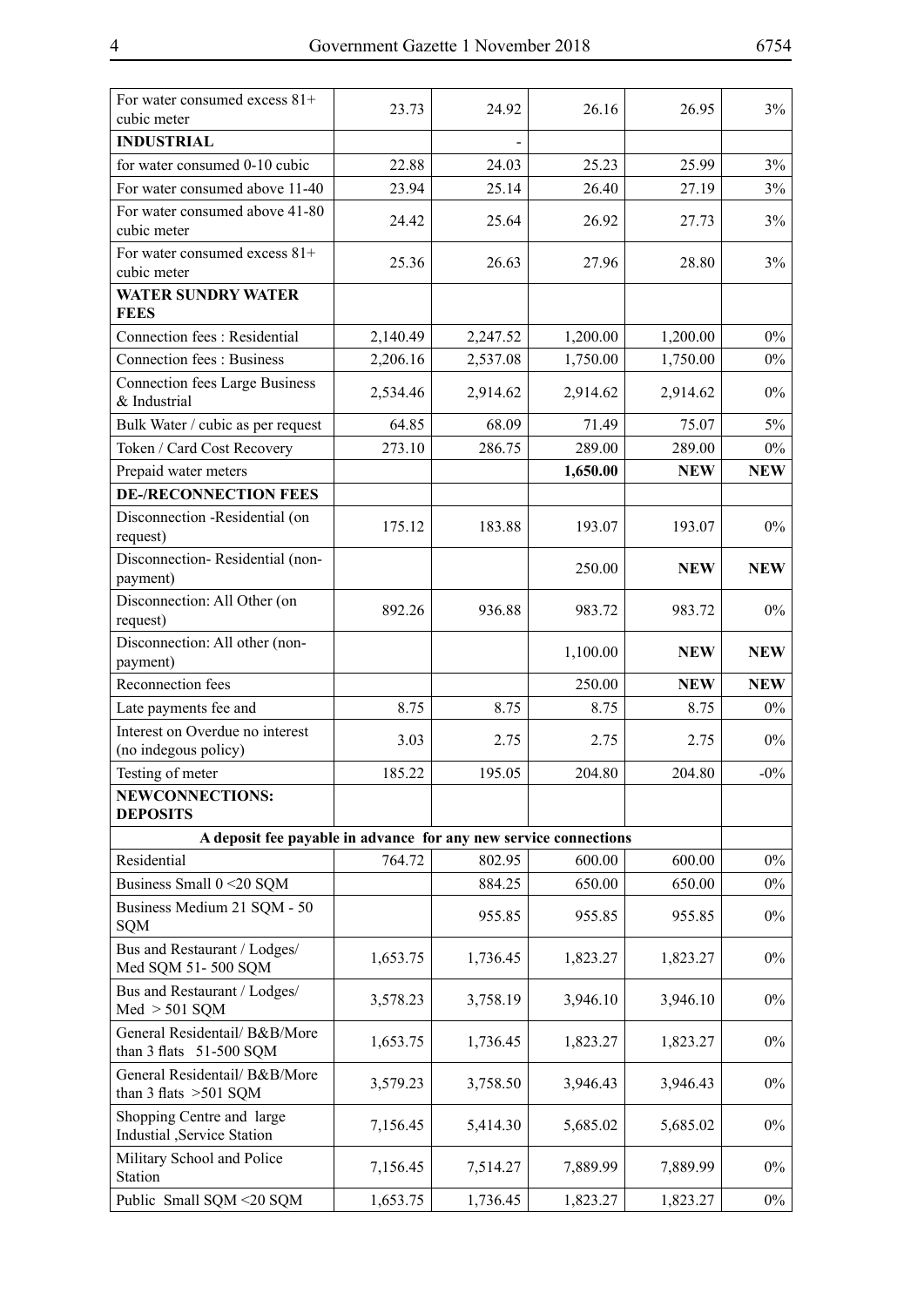| | | | | | |
|---|---|---|---|---|---|
| For water consumed excess 81+ cubic meter | 23.73 | 24.92 | 26.16 | 26.95 | 3% |
| **INDUSTRIAL** | | - | | | |
| for water consumed 0-10 cubic | 22.88 | 24.03 | 25.23 | 25.99 | 3% |
| For water consumed above 11-40 | 23.94 | 25.14 | 26.40 | 27.19 | 3% |
| For water consumed above 41-80 cubic meter | 24.42 | 25.64 | 26.92 | 27.73 | 3% |
| For water consumed excess 81+ cubic meter | 25.36 | 26.63 | 27.96 | 28.80 | 3% |
| **WATER SUNDRY WATER FEES** | | | | | |
| Connection fees : Residential | 2,140.49 | 2,247.52 | 1,200.00 | 1,200.00 | 0% |
| Connection fees : Business | 2,206.16 | 2,537.08 | 1,750.00 | 1,750.00 | 0% |
| Connection fees Large Business & Industrial | 2,534.46 | 2,914.62 | 2,914.62 | 2,914.62 | 0% |
| Bulk Water / cubic as per request | 64.85 | 68.09 | 71.49 | 75.07 | 5% |
| Token / Card Cost Recovery | 273.10 | 286.75 | 289.00 | 289.00 | 0% |
| Prepaid water meters | | | **1,650.00** | **NEW** | **NEW** |
| **DE-/RECONNECTION FEES** | | | | | |
| Disconnection -Residential (on request) | 175.12 | 183.88 | 193.07 | 193.07 | 0% |
| Disconnection- Residential (non-payment) | | | 250.00 | **NEW** | **NEW** |
| Disconnection: All Other (on request) | 892.26 | 936.88 | 983.72 | 983.72 | 0% |
| Disconnection: All other (non-payment) | | | 1,100.00 | **NEW** | **NEW** |
| Reconnection fees | | | 250.00 | **NEW** | **NEW** |
| Late payments fee and | 8.75 | 8.75 | 8.75 | 8.75 | 0% |
| Interest on Overdue no interest (no indegous policy) | 3.03 | 2.75 | 2.75 | 2.75 | 0% |
| Testing of meter | 185.22 | 195.05 | 204.80 | 204.80 | -0% |
| **NEWCONNECTIONS: DEPOSITS** | | | | | |
| **A deposit fee payable in advance for any new service connections** | | | | | |
| Residential | 764.72 | 802.95 | 600.00 | 600.00 | 0% |
| Business Small 0 <20 SQM | | 884.25 | 650.00 | 650.00 | 0% |
| Business Medium 21 SQM - 50 SQM | | 955.85 | 955.85 | 955.85 | 0% |
| Bus and Restaurant / Lodges/ Med SQM 51- 500 SQM | 1,653.75 | 1,736.45 | 1,823.27 | 1,823.27 | 0% |
| Bus and Restaurant / Lodges/ Med > 501 SQM | 3,578.23 | 3,758.19 | 3,946.10 | 3,946.10 | 0% |
| General Residentail/ B&B/More than 3 flats 51-500 SQM | 1,653.75 | 1,736.45 | 1,823.27 | 1,823.27 | 0% |
| General Residentail/ B&B/More than 3 flats >501 SQM | 3,579.23 | 3,758.50 | 3,946.43 | 3,946.43 | 0% |
| Shopping Centre and large Industial ,Service Station | 7,156.45 | 5,414.30 | 5,685.02 | 5,685.02 | 0% |
| Military School and Police Station | 7,156.45 | 7,514.27 | 7,889.99 | 7,889.99 | 0% |
| Public Small SQM <20 SQM | 1,653.75 | 1,736.45 | 1,823.27 | 1,823.27 | 0% |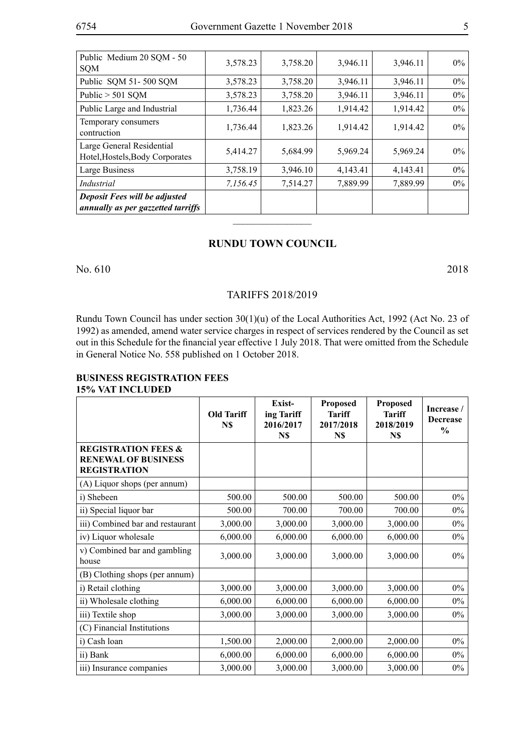| | | | | | |
|---|---|---|---|---|---|
| Public Medium 20 SQM - 50 SQM | 3,578.23 | 3,758.20 | 3,946.11 | 3,946.11 | 0% |
| Public SQM 51- 500 SQM | 3,578.23 | 3,758.20 | 3,946.11 | 3,946.11 | 0% |
| Public > 501 SQM | 3,578.23 | 3,758.20 | 3,946.11 | 3,946.11 | 0% |
| Public Large and Industrial | 1,736.44 | 1,823.26 | 1,914.42 | 1,914.42 | 0% |
| Temporary consumers contruction | 1,736.44 | 1,823.26 | 1,914.42 | 1,914.42 | 0% |
| Large General Residential Hotel,Hostels,Body Corporates | 5,414.27 | 5,684.99 | 5,969.24 | 5,969.24 | 0% |
| Large Business | 3,758.19 | 3,946.10 | 4,143.41 | 4,143.41 | 0% |
| *Industrial* | *7,156.45* | 7,514.27 | 7,889.99 | 7,889.99 | 0% |
| ***Deposit Fees will be adjusted annually as per gazzetted tarriffs*** | | | | | |

## RUNDU TOWN COUNCIL

No. 610 2018

TARIFFS 2018/2019

Rundu Town Council has under section 30(1)(u) of the Local Authorities Act, 1992 (Act No. 23 of 1992) as amended, amend water service charges in respect of services rendered by the Council as set out in this Schedule for the financial year effective 1 July 2018. That were omitted from the Schedule in General Notice No. 558 published on 1 October 2018.

**BUSINESS REGISTRATION FEES**
**15% VAT INCLUDED**

| | Old Tariff N$ | Existing Tariff 2016/2017 N$ | Proposed Tariff 2017/2018 N$ | Proposed Tariff 2018/2019 N$ | Increase / Decrease % |
|---|---|---|---|---|---|
| **REGISTRATION FEES & RENEWAL OF BUSINESS REGISTRATION** | | | | | |
| (A) Liquor shops (per annum) | | | | | |
| i) Shebeen | 500.00 | 500.00 | 500.00 | 500.00 | 0% |
| ii) Special liquor bar | 500.00 | 700.00 | 700.00 | 700.00 | 0% |
| iii) Combined bar and restaurant | 3,000.00 | 3,000.00 | 3,000.00 | 3,000.00 | 0% |
| iv) Liquor wholesale | 6,000.00 | 6,000.00 | 6,000.00 | 6,000.00 | 0% |
| v) Combined bar and gambling house | 3,000.00 | 3,000.00 | 3,000.00 | 3,000.00 | 0% |
| (B) Clothing shops (per annum) | | | | | |
| i) Retail clothing | 3,000.00 | 3,000.00 | 3,000.00 | 3,000.00 | 0% |
| ii) Wholesale clothing | 6,000.00 | 6,000.00 | 6,000.00 | 6,000.00 | 0% |
| iii) Textile shop | 3,000.00 | 3,000.00 | 3,000.00 | 3,000.00 | 0% |
| (C) Financial Institutions | | | | | |
| i) Cash loan | 1,500.00 | 2,000.00 | 2,000.00 | 2,000.00 | 0% |
| ii) Bank | 6,000.00 | 6,000.00 | 6,000.00 | 6,000.00 | 0% |
| iii) Insurance companies | 3,000.00 | 3,000.00 | 3,000.00 | 3,000.00 | 0% |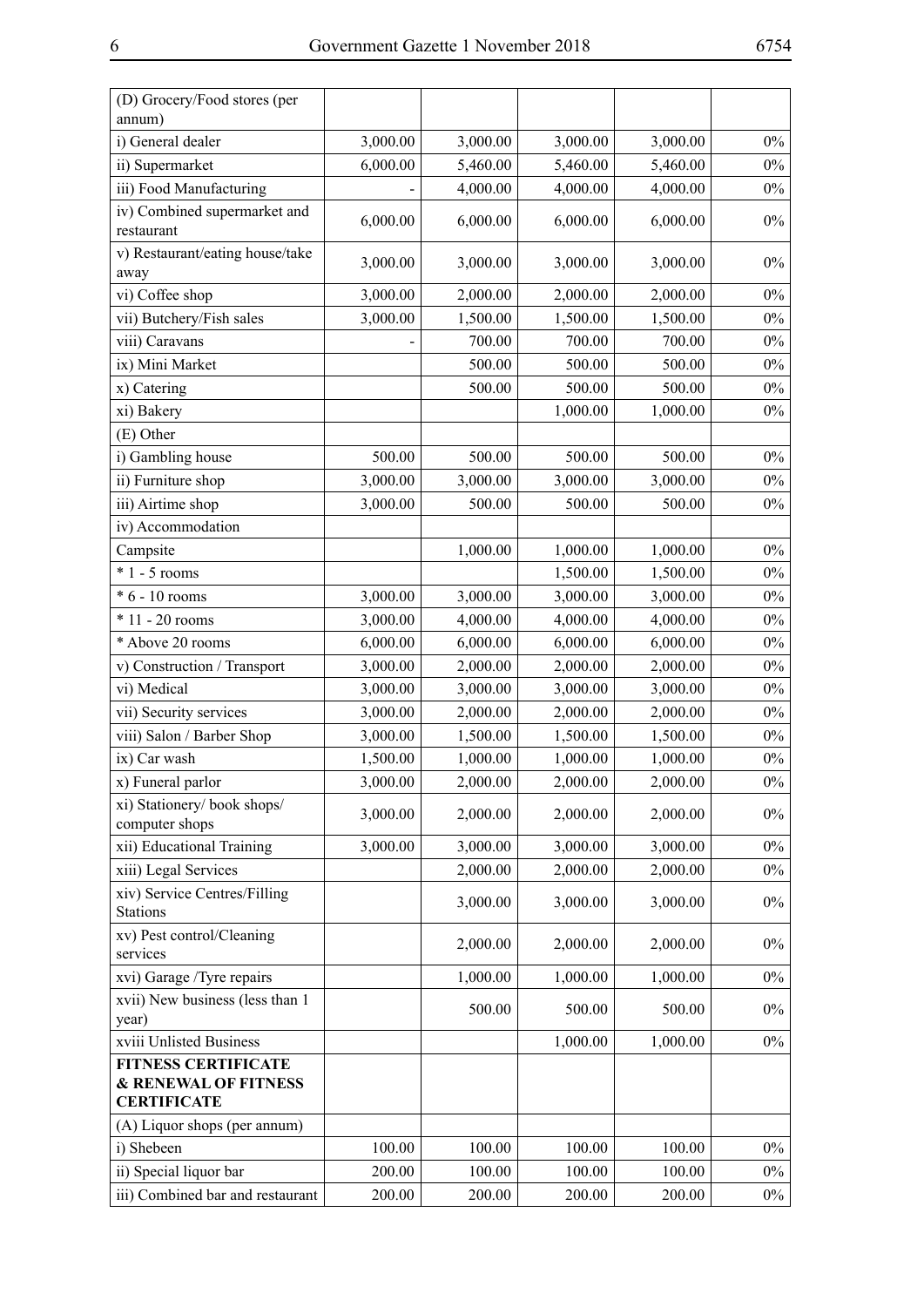| (D) Grocery/Food stores (per annum) | | | | | |
|---|---|---|---|---|---|
| i) General dealer | 3,000.00 | 3,000.00 | 3,000.00 | 3,000.00 | 0% |
| ii) Supermarket | 6,000.00 | 5,460.00 | 5,460.00 | 5,460.00 | 0% |
| iii) Food Manufacturing | - | 4,000.00 | 4,000.00 | 4,000.00 | 0% |
| iv) Combined supermarket and restaurant | 6,000.00 | 6,000.00 | 6,000.00 | 6,000.00 | 0% |
| v) Restaurant/eating house/take away | 3,000.00 | 3,000.00 | 3,000.00 | 3,000.00 | 0% |
| vi) Coffee shop | 3,000.00 | 2,000.00 | 2,000.00 | 2,000.00 | 0% |
| vii) Butchery/Fish sales | 3,000.00 | 1,500.00 | 1,500.00 | 1,500.00 | 0% |
| viii) Caravans | - | 700.00 | 700.00 | 700.00 | 0% |
| ix) Mini Market | | 500.00 | 500.00 | 500.00 | 0% |
| x) Catering | | 500.00 | 500.00 | 500.00 | 0% |
| xi) Bakery | | | 1,000.00 | 1,000.00 | 0% |
| (E) Other | | | | | |
| i) Gambling house | 500.00 | 500.00 | 500.00 | 500.00 | 0% |
| ii) Furniture shop | 3,000.00 | 3,000.00 | 3,000.00 | 3,000.00 | 0% |
| iii) Airtime shop | 3,000.00 | 500.00 | 500.00 | 500.00 | 0% |
| iv) Accommodation | | | | | |
| Campsite | | 1,000.00 | 1,000.00 | 1,000.00 | 0% |
| * 1 - 5 rooms | | | 1,500.00 | 1,500.00 | 0% |
| * 6 - 10 rooms | 3,000.00 | 3,000.00 | 3,000.00 | 3,000.00 | 0% |
| * 11 - 20 rooms | 3,000.00 | 4,000.00 | 4,000.00 | 4,000.00 | 0% |
| * Above 20 rooms | 6,000.00 | 6,000.00 | 6,000.00 | 6,000.00 | 0% |
| v) Construction / Transport | 3,000.00 | 2,000.00 | 2,000.00 | 2,000.00 | 0% |
| vi) Medical | 3,000.00 | 3,000.00 | 3,000.00 | 3,000.00 | 0% |
| vii) Security services | 3,000.00 | 2,000.00 | 2,000.00 | 2,000.00 | 0% |
| viii) Salon / Barber Shop | 3,000.00 | 1,500.00 | 1,500.00 | 1,500.00 | 0% |
| ix) Car wash | 1,500.00 | 1,000.00 | 1,000.00 | 1,000.00 | 0% |
| x) Funeral parlor | 3,000.00 | 2,000.00 | 2,000.00 | 2,000.00 | 0% |
| xi) Stationery/ book shops/ computer shops | 3,000.00 | 2,000.00 | 2,000.00 | 2,000.00 | 0% |
| xii) Educational Training | 3,000.00 | 3,000.00 | 3,000.00 | 3,000.00 | 0% |
| xiii) Legal Services | | 2,000.00 | 2,000.00 | 2,000.00 | 0% |
| xiv) Service Centres/Filling Stations | | 3,000.00 | 3,000.00 | 3,000.00 | 0% |
| xv) Pest control/Cleaning services | | 2,000.00 | 2,000.00 | 2,000.00 | 0% |
| xvi) Garage /Tyre repairs | | 1,000.00 | 1,000.00 | 1,000.00 | 0% |
| xvii) New business (less than 1 year) | | 500.00 | 500.00 | 500.00 | 0% |
| xviii Unlisted Business | | | 1,000.00 | 1,000.00 | 0% |
| **FITNESS CERTIFICATE & RENEWAL OF FITNESS CERTIFICATE** | | | | | |
| (A) Liquor shops (per annum) | | | | | |
| i) Shebeen | 100.00 | 100.00 | 100.00 | 100.00 | 0% |
| ii) Special liquor bar | 200.00 | 100.00 | 100.00 | 100.00 | 0% |
| iii) Combined bar and restaurant | 200.00 | 200.00 | 200.00 | 200.00 | 0% |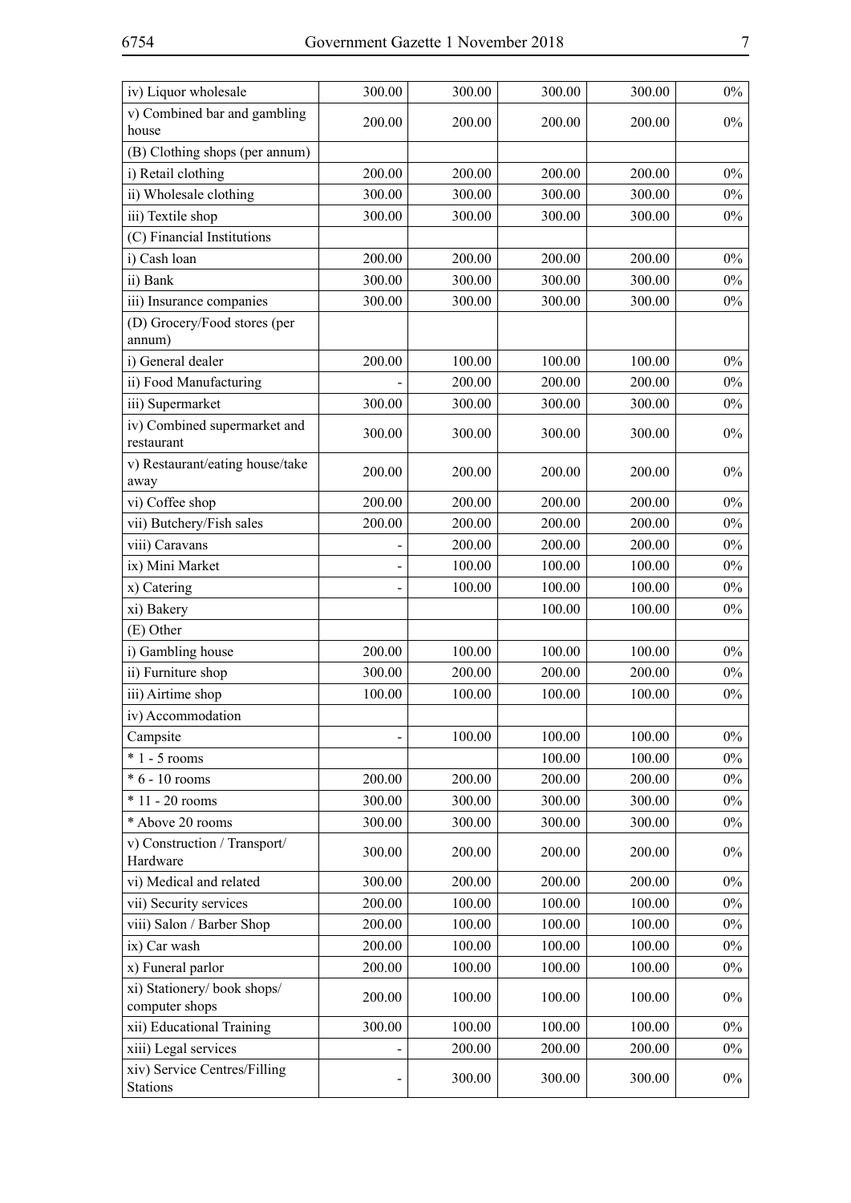| | | | | | |
|---|---|---|---|---|---|
| iv) Liquor wholesale | 300.00 | 300.00 | 300.00 | 300.00 | 0% |
| v) Combined bar and gambling house | 200.00 | 200.00 | 200.00 | 200.00 | 0% |
| (B) Clothing shops (per annum) | | | | | |
| i) Retail clothing | 200.00 | 200.00 | 200.00 | 200.00 | 0% |
| ii) Wholesale clothing | 300.00 | 300.00 | 300.00 | 300.00 | 0% |
| iii) Textile shop | 300.00 | 300.00 | 300.00 | 300.00 | 0% |
| (C) Financial Institutions | | | | | |
| i) Cash loan | 200.00 | 200.00 | 200.00 | 200.00 | 0% |
| ii) Bank | 300.00 | 300.00 | 300.00 | 300.00 | 0% |
| iii) Insurance companies | 300.00 | 300.00 | 300.00 | 300.00 | 0% |
| (D) Grocery/Food stores (per annum) | | | | | |
| i) General dealer | 200.00 | 100.00 | 100.00 | 100.00 | 0% |
| ii) Food Manufacturing | - | 200.00 | 200.00 | 200.00 | 0% |
| iii) Supermarket | 300.00 | 300.00 | 300.00 | 300.00 | 0% |
| iv) Combined supermarket and restaurant | 300.00 | 300.00 | 300.00 | 300.00 | 0% |
| v) Restaurant/eating house/take away | 200.00 | 200.00 | 200.00 | 200.00 | 0% |
| vi) Coffee shop | 200.00 | 200.00 | 200.00 | 200.00 | 0% |
| vii) Butchery/Fish sales | 200.00 | 200.00 | 200.00 | 200.00 | 0% |
| viii) Caravans | - | 200.00 | 200.00 | 200.00 | 0% |
| ix) Mini Market | - | 100.00 | 100.00 | 100.00 | 0% |
| x) Catering | - | 100.00 | 100.00 | 100.00 | 0% |
| xi) Bakery | | | 100.00 | 100.00 | 0% |
| (E) Other | | | | | |
| i) Gambling house | 200.00 | 100.00 | 100.00 | 100.00 | 0% |
| ii) Furniture shop | 300.00 | 200.00 | 200.00 | 200.00 | 0% |
| iii) Airtime shop | 100.00 | 100.00 | 100.00 | 100.00 | 0% |
| iv) Accommodation | | | | | |
| Campsite | - | 100.00 | 100.00 | 100.00 | 0% |
| * 1 - 5 rooms | | | 100.00 | 100.00 | 0% |
| * 6 - 10 rooms | 200.00 | 200.00 | 200.00 | 200.00 | 0% |
| * 11 - 20 rooms | 300.00 | 300.00 | 300.00 | 300.00 | 0% |
| * Above 20 rooms | 300.00 | 300.00 | 300.00 | 300.00 | 0% |
| v) Construction / Transport/ Hardware | 300.00 | 200.00 | 200.00 | 200.00 | 0% |
| vi) Medical and related | 300.00 | 200.00 | 200.00 | 200.00 | 0% |
| vii) Security services | 200.00 | 100.00 | 100.00 | 100.00 | 0% |
| viii) Salon / Barber Shop | 200.00 | 100.00 | 100.00 | 100.00 | 0% |
| ix) Car wash | 200.00 | 100.00 | 100.00 | 100.00 | 0% |
| x) Funeral parlor | 200.00 | 100.00 | 100.00 | 100.00 | 0% |
| xi) Stationery/ book shops/ computer shops | 200.00 | 100.00 | 100.00 | 100.00 | 0% |
| xii) Educational Training | 300.00 | 100.00 | 100.00 | 100.00 | 0% |
| xiii) Legal services | - | 200.00 | 200.00 | 200.00 | 0% |
| xiv) Service Centres/Filling Stations | - | 300.00 | 300.00 | 300.00 | 0% |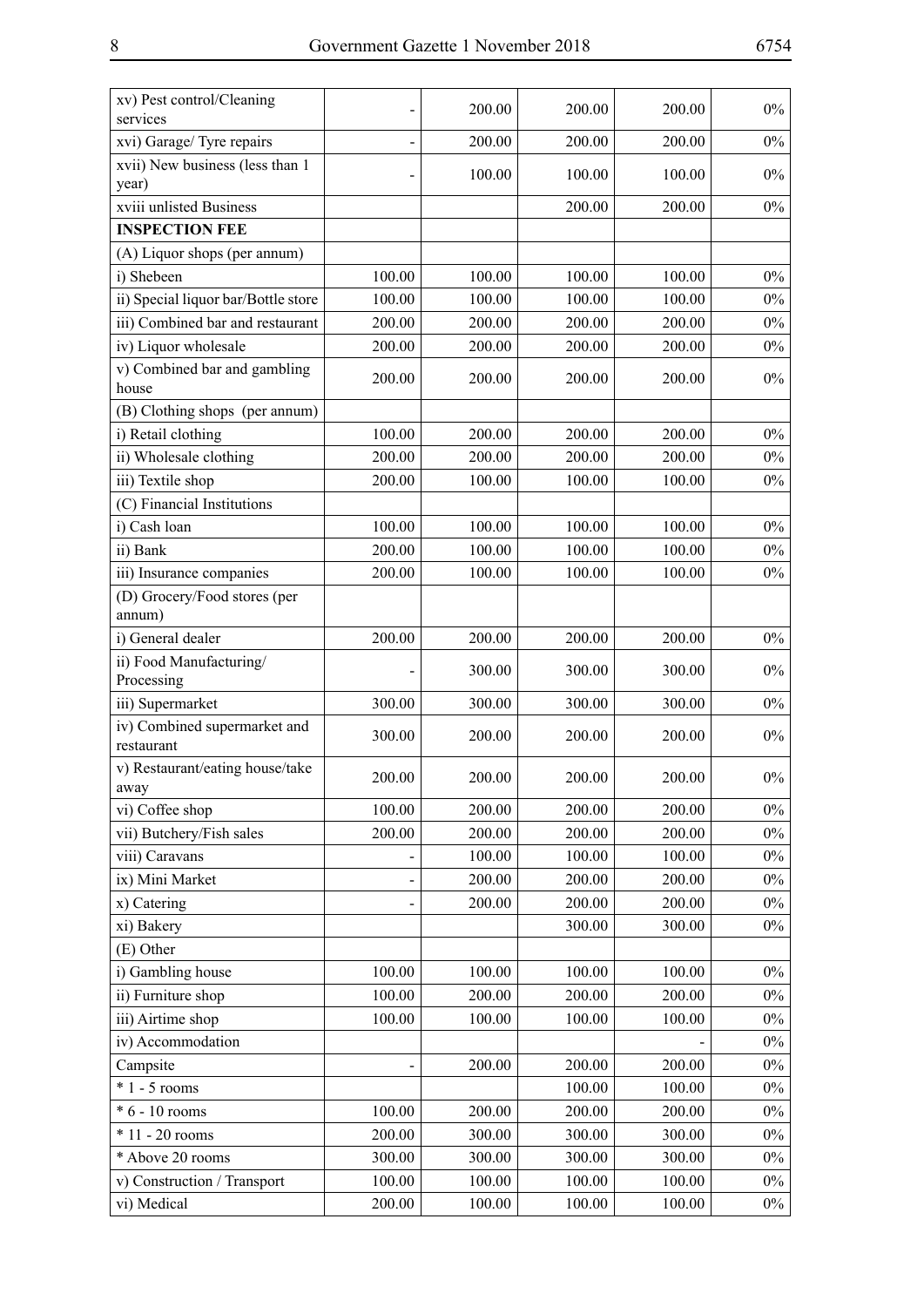| | | | | | |
|---|---|---|---|---|---|
| xv) Pest control/Cleaning services | - | 200.00 | 200.00 | 200.00 | 0% |
| xvi) Garage/ Tyre repairs | - | 200.00 | 200.00 | 200.00 | 0% |
| xvii) New business (less than 1 year) | - | 100.00 | 100.00 | 100.00 | 0% |
| xviii unlisted Business | | | 200.00 | 200.00 | 0% |
| **INSPECTION FEE** | | | | | |
| (A) Liquor shops (per annum) | | | | | |
| i) Shebeen | 100.00 | 100.00 | 100.00 | 100.00 | 0% |
| ii) Special liquor bar/Bottle store | 100.00 | 100.00 | 100.00 | 100.00 | 0% |
| iii) Combined bar and restaurant | 200.00 | 200.00 | 200.00 | 200.00 | 0% |
| iv) Liquor wholesale | 200.00 | 200.00 | 200.00 | 200.00 | 0% |
| v) Combined bar and gambling house | 200.00 | 200.00 | 200.00 | 200.00 | 0% |
| (B) Clothing shops (per annum) | | | | | |
| i) Retail clothing | 100.00 | 200.00 | 200.00 | 200.00 | 0% |
| ii) Wholesale clothing | 200.00 | 200.00 | 200.00 | 200.00 | 0% |
| iii) Textile shop | 200.00 | 100.00 | 100.00 | 100.00 | 0% |
| (C) Financial Institutions | | | | | |
| i) Cash loan | 100.00 | 100.00 | 100.00 | 100.00 | 0% |
| ii) Bank | 200.00 | 100.00 | 100.00 | 100.00 | 0% |
| iii) Insurance companies | 200.00 | 100.00 | 100.00 | 100.00 | 0% |
| (D) Grocery/Food stores (per annum) | | | | | |
| i) General dealer | 200.00 | 200.00 | 200.00 | 200.00 | 0% |
| ii) Food Manufacturing/ Processing | - | 300.00 | 300.00 | 300.00 | 0% |
| iii) Supermarket | 300.00 | 300.00 | 300.00 | 300.00 | 0% |
| iv) Combined supermarket and restaurant | 300.00 | 200.00 | 200.00 | 200.00 | 0% |
| v) Restaurant/eating house/take away | 200.00 | 200.00 | 200.00 | 200.00 | 0% |
| vi) Coffee shop | 100.00 | 200.00 | 200.00 | 200.00 | 0% |
| vii) Butchery/Fish sales | 200.00 | 200.00 | 200.00 | 200.00 | 0% |
| viii) Caravans | - | 100.00 | 100.00 | 100.00 | 0% |
| ix) Mini Market | - | 200.00 | 200.00 | 200.00 | 0% |
| x) Catering | - | 200.00 | 200.00 | 200.00 | 0% |
| xi) Bakery | | | 300.00 | 300.00 | 0% |
| (E) Other | | | | | |
| i) Gambling house | 100.00 | 100.00 | 100.00 | 100.00 | 0% |
| ii) Furniture shop | 100.00 | 200.00 | 200.00 | 200.00 | 0% |
| iii) Airtime shop | 100.00 | 100.00 | 100.00 | 100.00 | 0% |
| iv) Accommodation | | | | - | 0% |
| Campsite | - | 200.00 | 200.00 | 200.00 | 0% |
| * 1 - 5 rooms | | | 100.00 | 100.00 | 0% |
| * 6 - 10 rooms | 100.00 | 200.00 | 200.00 | 200.00 | 0% |
| * 11 - 20 rooms | 200.00 | 300.00 | 300.00 | 300.00 | 0% |
| * Above 20 rooms | 300.00 | 300.00 | 300.00 | 300.00 | 0% |
| v) Construction / Transport | 100.00 | 100.00 | 100.00 | 100.00 | 0% |
| vi) Medical | 200.00 | 100.00 | 100.00 | 100.00 | 0% |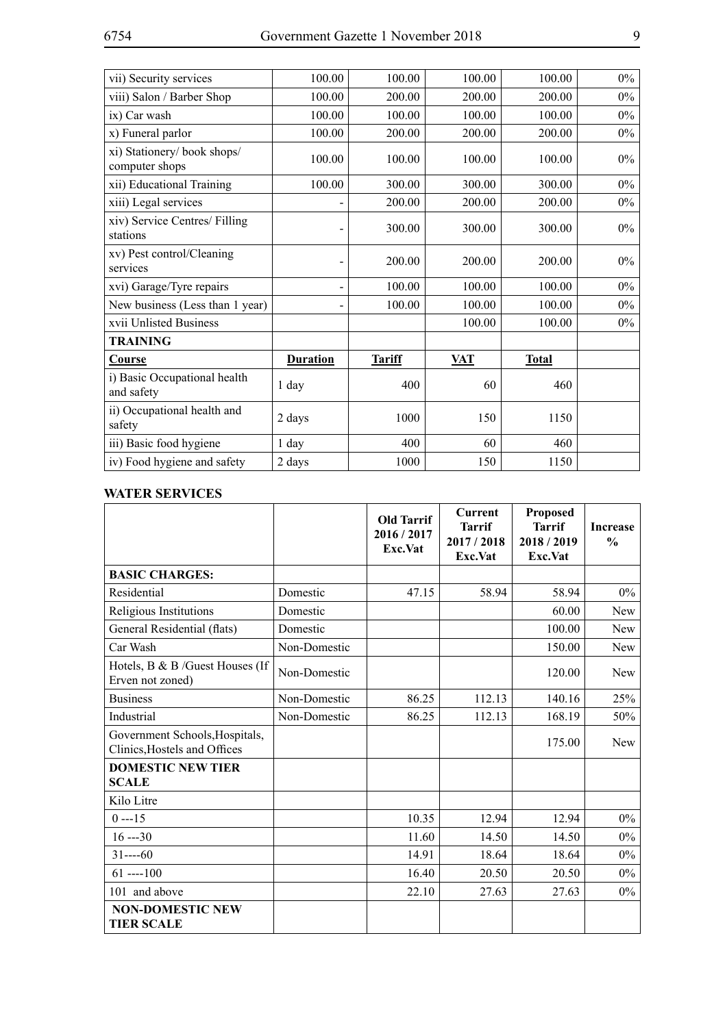| | | | | | |
|---|---|---|---|---|---|
| vii) Security services | 100.00 | 100.00 | 100.00 | 100.00 | 0% |
| viii) Salon / Barber Shop | 100.00 | 200.00 | 200.00 | 200.00 | 0% |
| ix) Car wash | 100.00 | 100.00 | 100.00 | 100.00 | 0% |
| x) Funeral parlor | 100.00 | 200.00 | 200.00 | 200.00 | 0% |
| xi) Stationery/ book shops/ computer shops | 100.00 | 100.00 | 100.00 | 100.00 | 0% |
| xii) Educational Training | 100.00 | 300.00 | 300.00 | 300.00 | 0% |
| xiii) Legal services | - | 200.00 | 200.00 | 200.00 | 0% |
| xiv) Service Centres/ Filling stations | - | 300.00 | 300.00 | 300.00 | 0% |
| xv) Pest control/Cleaning services | - | 200.00 | 200.00 | 200.00 | 0% |
| xvi) Garage/Tyre repairs | - | 100.00 | 100.00 | 100.00 | 0% |
| New business (Less than 1 year) | - | 100.00 | 100.00 | 100.00 | 0% |
| xvii Unlisted Business | | | 100.00 | 100.00 | 0% |
| **TRAINING** | | | | | |
| **Course** | **Duration** | **Tariff** | **VAT** | **Total** | |
| i) Basic Occupational health and safety | 1 day | 400 | 60 | 460 | |
| ii) Occupational health and safety | 2 days | 1000 | 150 | 1150 | |
| iii) Basic food hygiene | 1 day | 400 | 60 | 460 | |
| iv) Food hygiene and safety | 2 days | 1000 | 150 | 1150 | |

**WATER SERVICES**

| | | Old Tarrif 2016 / 2017 Exc.Vat | Current Tarrif 2017 / 2018 Exc.Vat | Proposed Tarrif 2018 / 2019 Exc.Vat | Increase % |
|---|---|---|---|---|---|
| **BASIC CHARGES:** | | | | | |
| Residential | Domestic | 47.15 | 58.94 | 58.94 | 0% |
| Religious Institutions | Domestic | | | 60.00 | New |
| General Residential (flats) | Domestic | | | 100.00 | New |
| Car Wash | Non-Domestic | | | 150.00 | New |
| Hotels, B & B /Guest Houses (If Erven not zoned) | Non-Domestic | | | 120.00 | New |
| Business | Non-Domestic | 86.25 | 112.13 | 140.16 | 25% |
| Industrial | Non-Domestic | 86.25 | 112.13 | 168.19 | 50% |
| Government Schools,Hospitals, Clinics,Hostels and Offices | | | | 175.00 | New |
| **DOMESTIC NEW TIER SCALE** | | | | | |
| Kilo Litre | | | | | |
| 0 ---15 | | 10.35 | 12.94 | 12.94 | 0% |
| 16 ---30 | | 11.60 | 14.50 | 14.50 | 0% |
| 31----60 | | 14.91 | 18.64 | 18.64 | 0% |
| 61 ----100 | | 16.40 | 20.50 | 20.50 | 0% |
| 101 and above | | 22.10 | 27.63 | 27.63 | 0% |
| **NON-DOMESTIC NEW TIER SCALE** | | | | | |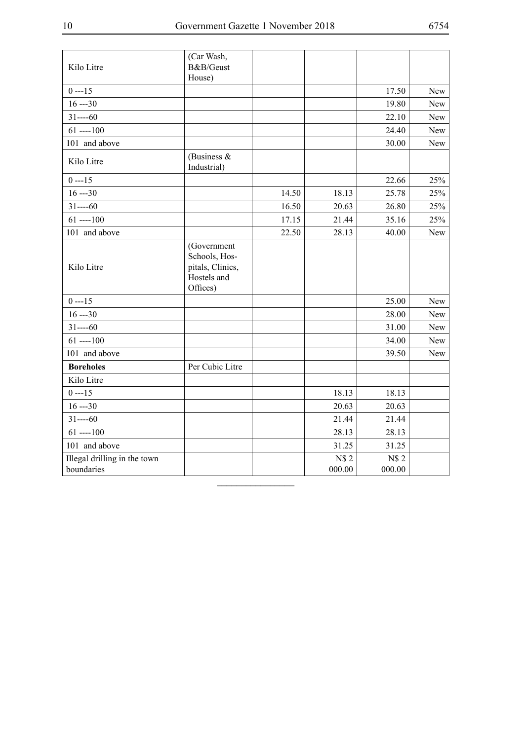| | | | | | |
|---|---|---|---|---|---|
| Kilo Litre | (Car Wash, B&B/Geust House) | | | | |
| 0 ---15 | | | | 17.50 | New |
| 16 ---30 | | | | 19.80 | New |
| 31----60 | | | | 22.10 | New |
| 61 ----100 | | | | 24.40 | New |
| 101 and above | | | | 30.00 | New |
| Kilo Litre | (Business & Industrial) | | | | |
| 0 ---15 | | | | 22.66 | 25% |
| 16 ---30 | | 14.50 | 18.13 | 25.78 | 25% |
| 31----60 | | 16.50 | 20.63 | 26.80 | 25% |
| 61 ----100 | | 17.15 | 21.44 | 35.16 | 25% |
| 101 and above | | 22.50 | 28.13 | 40.00 | New |
| Kilo Litre | (Government Schools, Hospitals, Clinics, Hostels and Offices) | | | | |
| 0 ---15 | | | | 25.00 | New |
| 16 ---30 | | | | 28.00 | New |
| 31----60 | | | | 31.00 | New |
| 61 ----100 | | | | 34.00 | New |
| 101 and above | | | | 39.50 | New |
| **Boreholes** | Per Cubic Litre | | | | |
| Kilo Litre | | | | | |
| 0 ---15 | | | 18.13 | 18.13 | |
| 16 ---30 | | | 20.63 | 20.63 | |
| 31----60 | | | 21.44 | 21.44 | |
| 61 ----100 | | | 28.13 | 28.13 | |
| 101 and above | | | 31.25 | 31.25 | |
| Illegal drilling in the town boundaries | | | N$ 2 000.00 | N$ 2 000.00 | |

________________